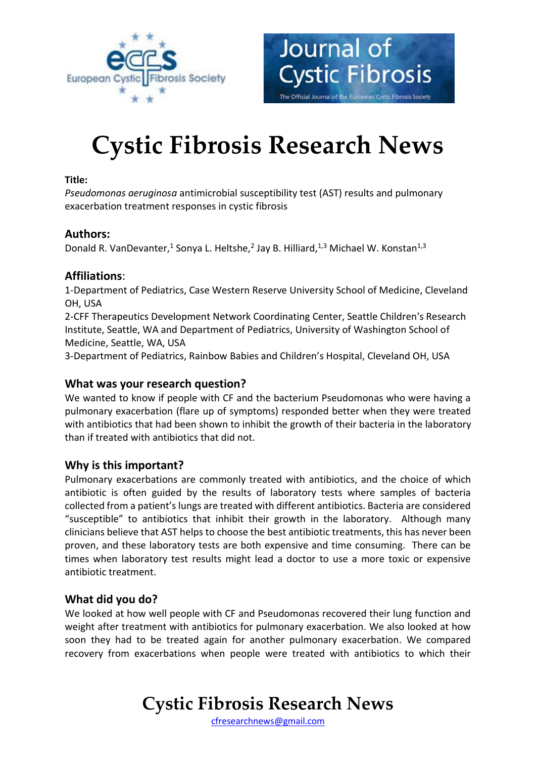// Cystic Fibrosis Research News

**Title:**

*Pseudomonas aeruginosa* antimicrobial susceptibility test (AST) results and pulmonary exacerbation treatment responses in cystic fibrosis

## Authors:

Donald R. VanDevanter,[1] Sonya L. Heltshe,[2] Jay B. Hilliard,[1,3] Michael W. Konstan[1,3]

## Affiliations:

1-Department of Pediatrics, Case Western Reserve University School of Medicine, Cleveland OH, USA

2-CFF Therapeutics Development Network Coordinating Center, Seattle Children's Research Institute, Seattle, WA and Department of Pediatrics, University of Washington School of Medicine, Seattle, WA, USA

3-Department of Pediatrics, Rainbow Babies and Children's Hospital, Cleveland OH, USA

## What was your research question?

We wanted to know if people with CF and the bacterium Pseudomonas who were having a pulmonary exacerbation (flare up of symptoms) responded better when they were treated with antibiotics that had been shown to inhibit the growth of their bacteria in the laboratory than if treated with antibiotics that did not.

## Why is this important?

Pulmonary exacerbations are commonly treated with antibiotics, and the choice of which antibiotic is often guided by the results of laboratory tests where samples of bacteria collected from a patient's lungs are treated with different antibiotics. Bacteria are considered "susceptible" to antibiotics that inhibit their growth in the laboratory. Although many clinicians believe that AST helps to choose the best antibiotic treatments, this has never been proven, and these laboratory tests are both expensive and time consuming. There can be times when laboratory test results might lead a doctor to use a more toxic or expensive antibiotic treatment.

## What did you do?

We looked at how well people with CF and Pseudomonas recovered their lung function and weight after treatment with antibiotics for pulmonary exacerbation. We also looked at how soon they had to be treated again for another pulmonary exacerbation. We compared recovery from exacerbations when people were treated with antibiotics to which their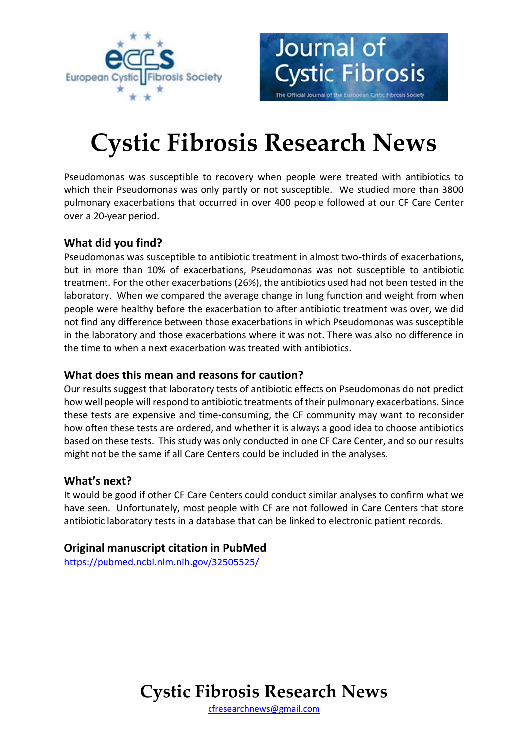# Cystic Fibrosis Research News

Pseudomonas was susceptible to recovery when people were treated with antibiotics to which their Pseudomonas was only partly or not susceptible. We studied more than 3800 pulmonary exacerbations that occurred in over 400 people followed at our CF Care Center over a 20-year period.

### What did you find?

Pseudomonas was susceptible to antibiotic treatment in almost two-thirds of exacerbations, but in more than 10% of exacerbations, Pseudomonas was not susceptible to antibiotic treatment. For the other exacerbations (26%), the antibiotics used had not been tested in the laboratory. When we compared the average change in lung function and weight from when people were healthy before the exacerbation to after antibiotic treatment was over, we did not find any difference between those exacerbations in which Pseudomonas was susceptible in the laboratory and those exacerbations where it was not. There was also no difference in the time to when a next exacerbation was treated with antibiotics.

### What does this mean and reasons for caution?

Our results suggest that laboratory tests of antibiotic effects on Pseudomonas do not predict how well people will respond to antibiotic treatments of their pulmonary exacerbations. Since these tests are expensive and time-consuming, the CF community may want to reconsider how often these tests are ordered, and whether it is always a good idea to choose antibiotics based on these tests. This study was only conducted in one CF Care Center, and so our results might not be the same if all Care Centers could be included in the analyses.

### What's next?

It would be good if other CF Care Centers could conduct similar analyses to confirm what we have seen. Unfortunately, most people with CF are not followed in Care Centers that store antibiotic laboratory tests in a database that can be linked to electronic patient records.

### Original manuscript citation in PubMed

https://pubmed.ncbi.nlm.nih.gov/32505525/